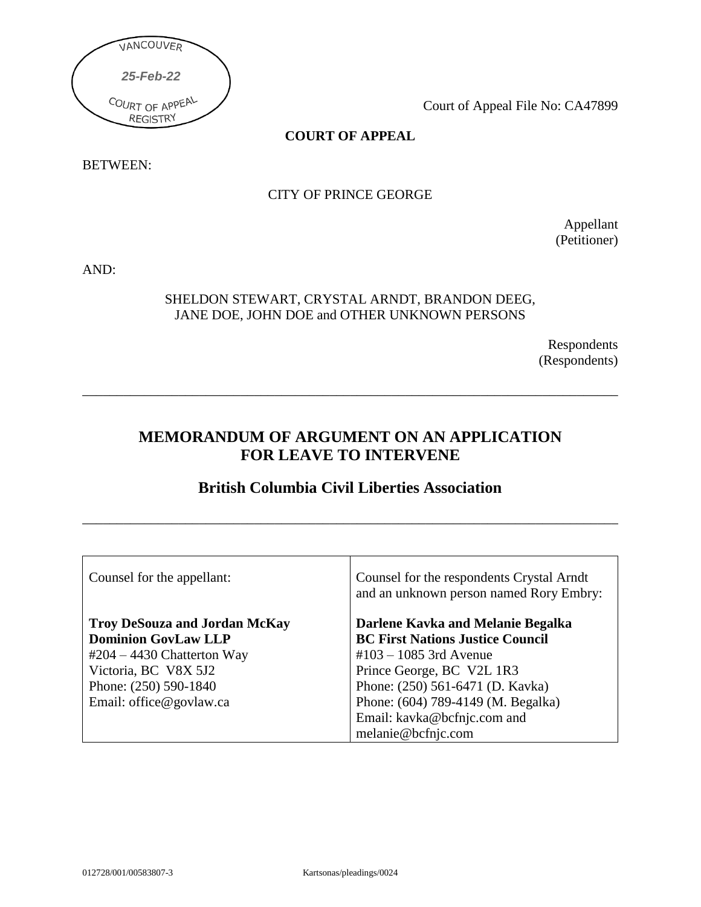VANCOUVER

*25-Feb-22*

COURT OF APPEAL REGISTRY

Court of Appeal File No: CA47899

**COURT OF APPEAL**

BETWEEN:

CITY OF PRINCE GEORGE

Appellant
(Petitioner)

AND:

SHELDON STEWART, CRYSTAL ARNDT, BRANDON DEEG,
JANE DOE, JOHN DOE and OTHER UNKNOWN PERSONS

Respondents
(Respondents)

---

# MEMORANDUM OF ARGUMENT ON AN APPLICATION FOR LEAVE TO INTERVENE

## British Columbia Civil Liberties Association

---

| Counsel for the appellant: | Counsel for the respondents Crystal Arndt and an unknown person named Rory Embry: |
|---|---|
| **Troy DeSouza and Jordan McKay**<br>**Dominion GovLaw LLP**<br>#204 – 4430 Chatterton Way<br>Victoria, BC V8X 5J2<br>Phone: (250) 590-1840<br>Email: office@govlaw.ca | **Darlene Kavka and Melanie Begalka**<br>**BC First Nations Justice Council**<br>#103 – 1085 3rd Avenue<br>Prince George, BC V2L 1R3<br>Phone: (250) 561-6471 (D. Kavka)<br>Phone: (604) 789-4149 (M. Begalka)<br>Email: kavka@bcfnjc.com and melanie@bcfnjc.com |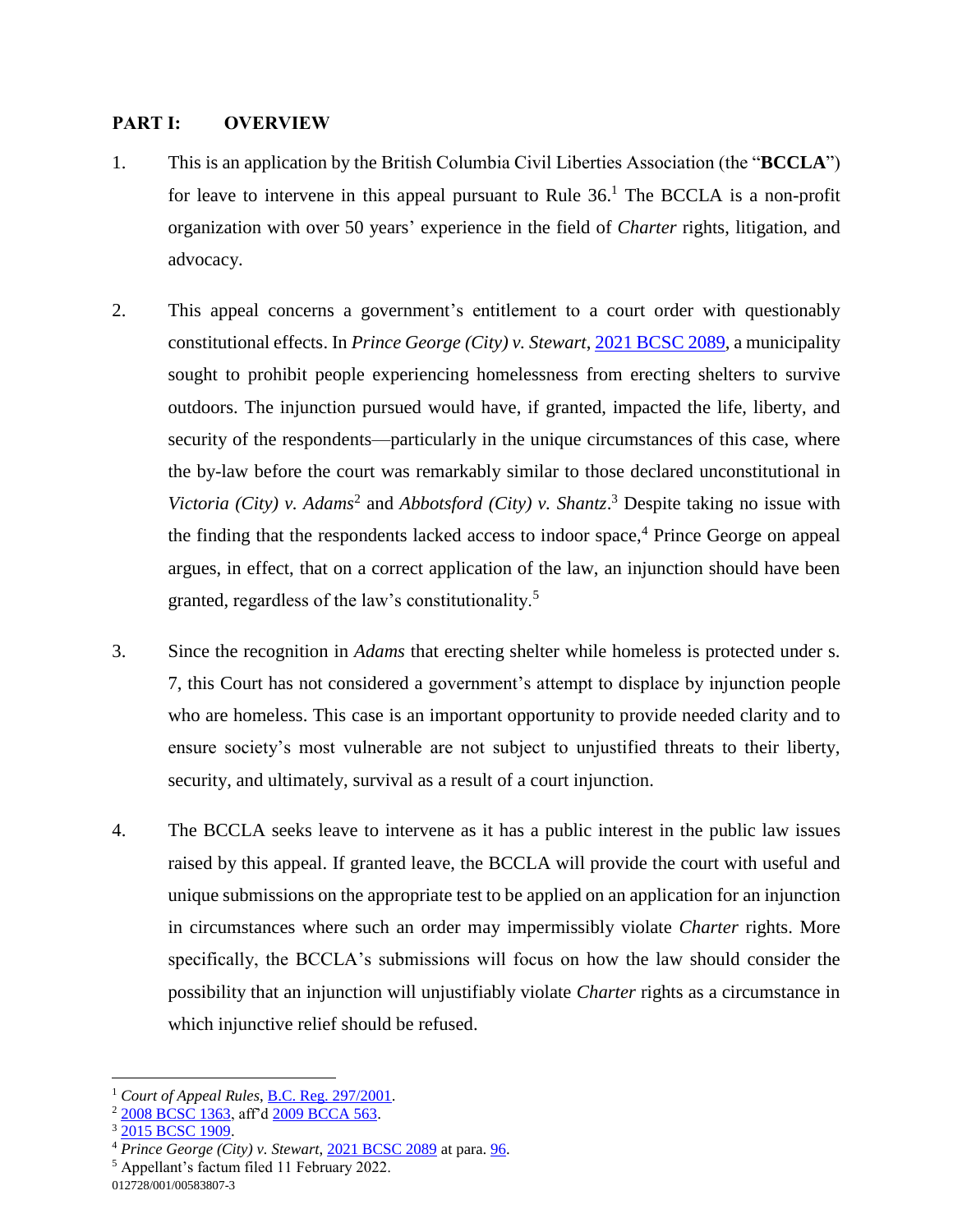## PART I: OVERVIEW

1. This is an application by the British Columbia Civil Liberties Association (the "**BCCLA**") for leave to intervene in this appeal pursuant to Rule 36.[1] The BCCLA is a non-profit organization with over 50 years' experience in the field of *Charter* rights, litigation, and advocacy.

2. This appeal concerns a government's entitlement to a court order with questionably constitutional effects. In *Prince George (City) v. Stewart*, 2021 BCSC 2089, a municipality sought to prohibit people experiencing homelessness from erecting shelters to survive outdoors. The injunction pursued would have, if granted, impacted the life, liberty, and security of the respondents—particularly in the unique circumstances of this case, where the by-law before the court was remarkably similar to those declared unconstitutional in *Victoria (City) v. Adams*[2] and *Abbotsford (City) v. Shantz*.[3] Despite taking no issue with the finding that the respondents lacked access to indoor space,[4] Prince George on appeal argues, in effect, that on a correct application of the law, an injunction should have been granted, regardless of the law's constitutionality.[5]

3. Since the recognition in *Adams* that erecting shelter while homeless is protected under s. 7, this Court has not considered a government's attempt to displace by injunction people who are homeless. This case is an important opportunity to provide needed clarity and to ensure society's most vulnerable are not subject to unjustified threats to their liberty, security, and ultimately, survival as a result of a court injunction.

4. The BCCLA seeks leave to intervene as it has a public interest in the public law issues raised by this appeal. If granted leave, the BCCLA will provide the court with useful and unique submissions on the appropriate test to be applied on an application for an injunction in circumstances where such an order may impermissibly violate *Charter* rights. More specifically, the BCCLA's submissions will focus on how the law should consider the possibility that an injunction will unjustifiably violate *Charter* rights as a circumstance in which injunctive relief should be refused.

---

[1] *Court of Appeal Rules*, B.C. Reg. 297/2001.

[2] 2008 BCSC 1363, aff'd 2009 BCCA 563.

[3] 2015 BCSC 1909.

[4] *Prince George (City) v. Stewart*, 2021 BCSC 2089 at para. 96.

[5] Appellant's factum filed 11 February 2022.

012728/001/00583807-3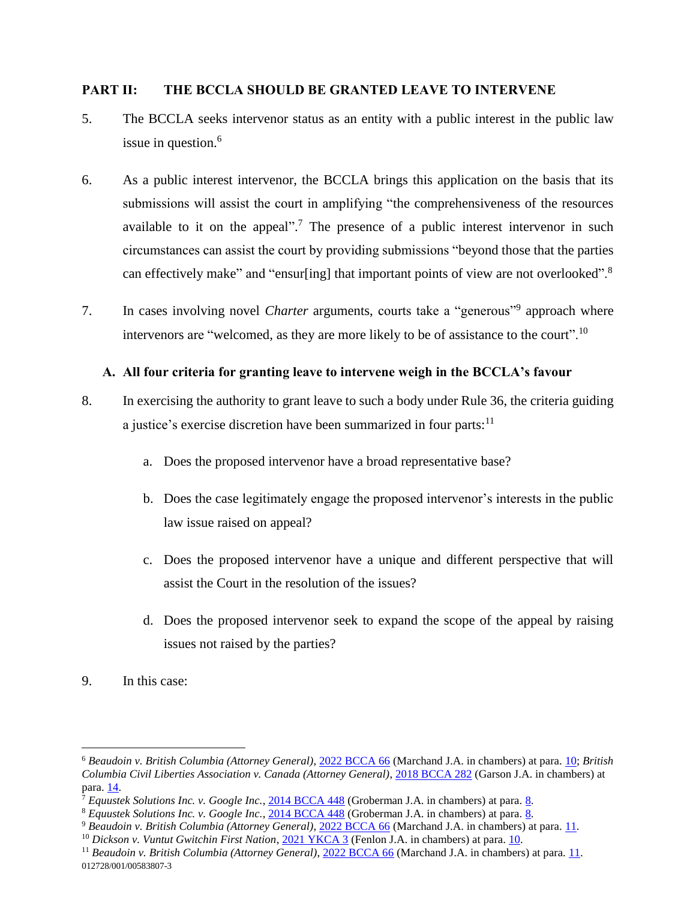## PART II: THE BCCLA SHOULD BE GRANTED LEAVE TO INTERVENE

5. The BCCLA seeks intervenor status as an entity with a public interest in the public law issue in question.[6]

6. As a public interest intervenor, the BCCLA brings this application on the basis that its submissions will assist the court in amplifying "the comprehensiveness of the resources available to it on the appeal".[7] The presence of a public interest intervenor in such circumstances can assist the court by providing submissions "beyond those that the parties can effectively make" and "ensur[ing] that important points of view are not overlooked".[8]

7. In cases involving novel *Charter* arguments, courts take a "generous"[9] approach where intervenors are "welcomed, as they are more likely to be of assistance to the court".[10]

### A. All four criteria for granting leave to intervene weigh in the BCCLA's favour

8. In exercising the authority to grant leave to such a body under Rule 36, the criteria guiding a justice's exercise discretion have been summarized in four parts:[11]

   a. Does the proposed intervenor have a broad representative base?

   b. Does the case legitimately engage the proposed intervenor's interests in the public law issue raised on appeal?

   c. Does the proposed intervenor have a unique and different perspective that will assist the Court in the resolution of the issues?

   d. Does the proposed intervenor seek to expand the scope of the appeal by raising issues not raised by the parties?

9. In this case:

---

[6] *Beaudoin v. British Columbia (Attorney General)*, 2022 BCCA 66 (Marchand J.A. in chambers) at para. 10; *British Columbia Civil Liberties Association v. Canada (Attorney General)*, 2018 BCCA 282 (Garson J.A. in chambers) at para. 14.

[7] *Equustek Solutions Inc. v. Google Inc.*, 2014 BCCA 448 (Groberman J.A. in chambers) at para. 8.

[8] *Equustek Solutions Inc. v. Google Inc.*, 2014 BCCA 448 (Groberman J.A. in chambers) at para. 8.

[9] *Beaudoin v. British Columbia (Attorney General)*, 2022 BCCA 66 (Marchand J.A. in chambers) at para. 11.

[10] *Dickson v. Vuntut Gwitchin First Nation*, 2021 YKCA 3 (Fenlon J.A. in chambers) at para. 10.

[11] *Beaudoin v. British Columbia (Attorney General)*, 2022 BCCA 66 (Marchand J.A. in chambers) at para. 11.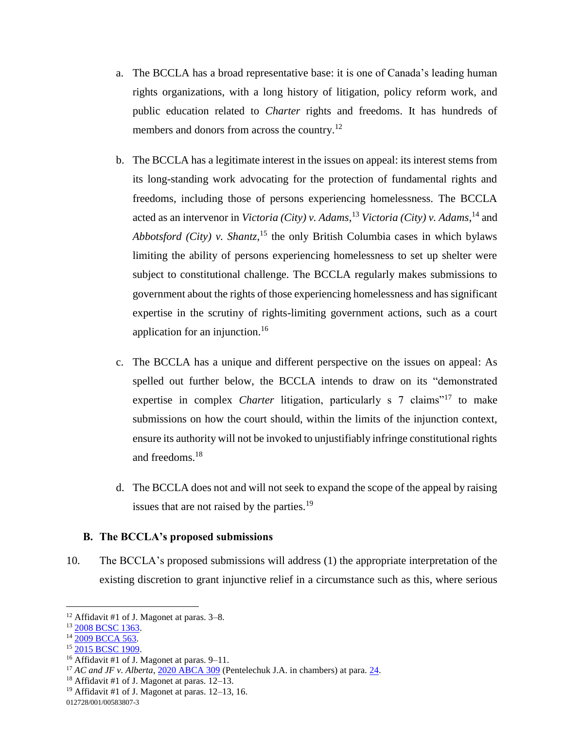a. The BCCLA has a broad representative base: it is one of Canada's leading human rights organizations, with a long history of litigation, policy reform work, and public education related to *Charter* rights and freedoms. It has hundreds of members and donors from across the country.[12]

b. The BCCLA has a legitimate interest in the issues on appeal: its interest stems from its long-standing work advocating for the protection of fundamental rights and freedoms, including those of persons experiencing homelessness. The BCCLA acted as an intervenor in *Victoria (City) v. Adams*,[13] *Victoria (City) v. Adams*,[14] and *Abbotsford (City) v. Shantz*,[15] the only British Columbia cases in which bylaws limiting the ability of persons experiencing homelessness to set up shelter were subject to constitutional challenge. The BCCLA regularly makes submissions to government about the rights of those experiencing homelessness and has significant expertise in the scrutiny of rights-limiting government actions, such as a court application for an injunction.[16]

c. The BCCLA has a unique and different perspective on the issues on appeal: As spelled out further below, the BCCLA intends to draw on its "demonstrated expertise in complex *Charter* litigation, particularly s 7 claims"[17] to make submissions on how the court should, within the limits of the injunction context, ensure its authority will not be invoked to unjustifiably infringe constitutional rights and freedoms.[18]

d. The BCCLA does not and will not seek to expand the scope of the appeal by raising issues that are not raised by the parties.[19]

## B. The BCCLA's proposed submissions

10. The BCCLA's proposed submissions will address (1) the appropriate interpretation of the existing discretion to grant injunctive relief in a circumstance such as this, where serious

---

[12] Affidavit #1 of J. Magonet at paras. 3–8.
[13] 2008 BCSC 1363.
[14] 2009 BCCA 563.
[15] 2015 BCSC 1909.
[16] Affidavit #1 of J. Magonet at paras. 9–11.
[17] *AC and JF v. Alberta*, 2020 ABCA 309 (Pentelechuk J.A. in chambers) at para. 24.
[18] Affidavit #1 of J. Magonet at paras. 12–13.
[19] Affidavit #1 of J. Magonet at paras. 12–13, 16.

012728/001/00583807-3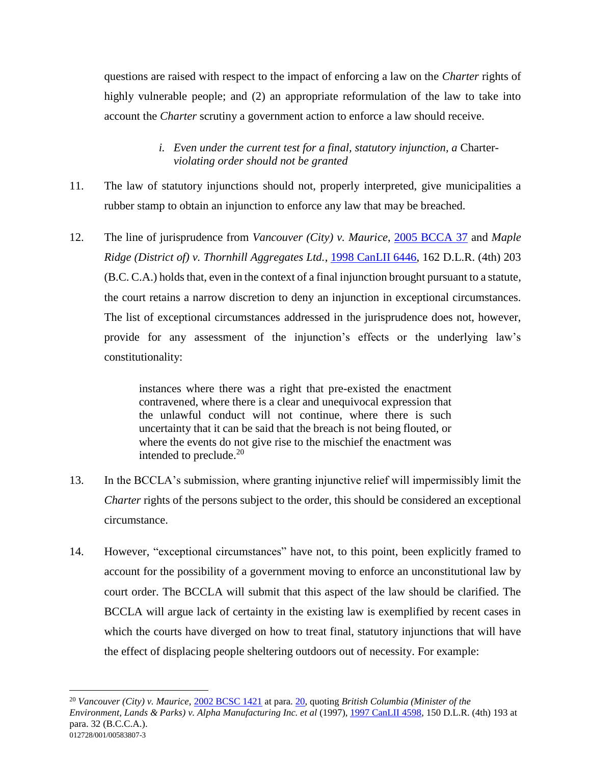questions are raised with respect to the impact of enforcing a law on the *Charter* rights of highly vulnerable people; and (2) an appropriate reformulation of the law to take into account the *Charter* scrutiny a government action to enforce a law should receive.

#### *i. Even under the current test for a final, statutory injunction, a* Charter-*violating order should not be granted*

11. The law of statutory injunctions should not, properly interpreted, give municipalities a rubber stamp to obtain an injunction to enforce any law that may be breached.

12. The line of jurisprudence from *Vancouver (City) v. Maurice*, 2005 BCCA 37 and *Maple Ridge (District of) v. Thornhill Aggregates Ltd.*, 1998 CanLII 6446, 162 D.L.R. (4th) 203 (B.C. C.A.) holds that, even in the context of a final injunction brought pursuant to a statute, the court retains a narrow discretion to deny an injunction in exceptional circumstances. The list of exceptional circumstances addressed in the jurisprudence does not, however, provide for any assessment of the injunction's effects or the underlying law's constitutionality:

> instances where there was a right that pre-existed the enactment contravened, where there is a clear and unequivocal expression that the unlawful conduct will not continue, where there is such uncertainty that it can be said that the breach is not being flouted, or where the events do not give rise to the mischief the enactment was intended to preclude.[20]

13. In the BCCLA's submission, where granting injunctive relief will impermissibly limit the *Charter* rights of the persons subject to the order, this should be considered an exceptional circumstance.

14. However, "exceptional circumstances" have not, to this point, been explicitly framed to account for the possibility of a government moving to enforce an unconstitutional law by court order. The BCCLA will submit that this aspect of the law should be clarified. The BCCLA will argue lack of certainty in the existing law is exemplified by recent cases in which the courts have diverged on how to treat final, statutory injunctions that will have the effect of displacing people sheltering outdoors out of necessity. For example:

---

[20] *Vancouver (City) v. Maurice*, 2002 BCSC 1421 at para. 20, quoting *British Columbia (Minister of the Environment, Lands & Parks) v. Alpha Manufacturing Inc. et al* (1997), 1997 CanLII 4598, 150 D.L.R. (4th) 193 at para. 32 (B.C.C.A.).

012728/001/00583807-3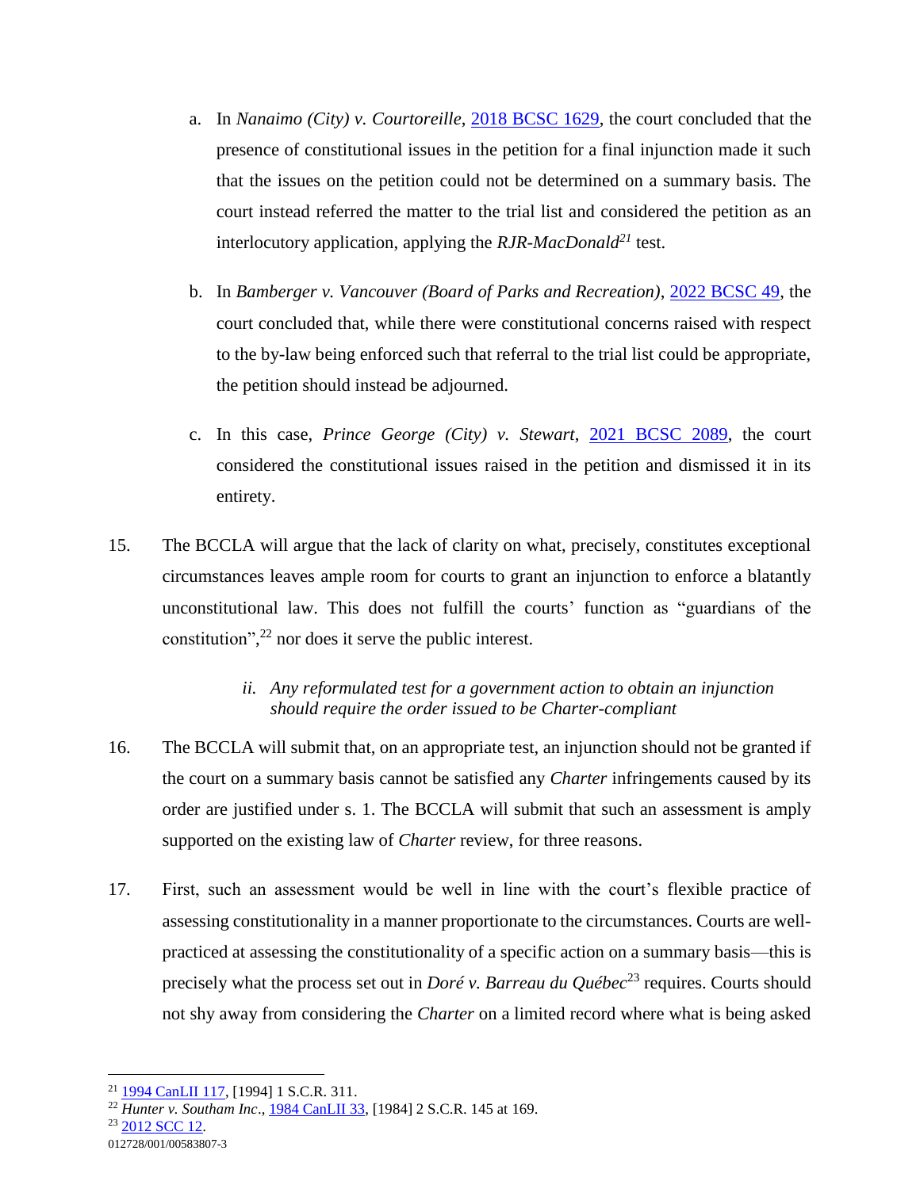a. In *Nanaimo (City) v. Courtoreille*, 2018 BCSC 1629, the court concluded that the presence of constitutional issues in the petition for a final injunction made it such that the issues on the petition could not be determined on a summary basis. The court instead referred the matter to the trial list and considered the petition as an interlocutory application, applying the *RJR-MacDonald*[21] test.

b. In *Bamberger v. Vancouver (Board of Parks and Recreation)*, 2022 BCSC 49, the court concluded that, while there were constitutional concerns raised with respect to the by-law being enforced such that referral to the trial list could be appropriate, the petition should instead be adjourned.

c. In this case, *Prince George (City) v. Stewart*, 2021 BCSC 2089, the court considered the constitutional issues raised in the petition and dismissed it in its entirety.

15. The BCCLA will argue that the lack of clarity on what, precisely, constitutes exceptional circumstances leaves ample room for courts to grant an injunction to enforce a blatantly unconstitutional law. This does not fulfill the courts' function as "guardians of the constitution",[22] nor does it serve the public interest.

*ii. Any reformulated test for a government action to obtain an injunction should require the order issued to be Charter-compliant*

16. The BCCLA will submit that, on an appropriate test, an injunction should not be granted if the court on a summary basis cannot be satisfied any *Charter* infringements caused by its order are justified under s. 1. The BCCLA will submit that such an assessment is amply supported on the existing law of *Charter* review, for three reasons.

17. First, such an assessment would be well in line with the court's flexible practice of assessing constitutionality in a manner proportionate to the circumstances. Courts are well-practiced at assessing the constitutionality of a specific action on a summary basis—this is precisely what the process set out in *Doré v. Barreau du Québec*[23] requires. Courts should not shy away from considering the *Charter* on a limited record where what is being asked

---

[21] 1994 CanLII 117, [1994] 1 S.C.R. 311.

[22] *Hunter v. Southam Inc*., 1984 CanLII 33, [1984] 2 S.C.R. 145 at 169.

[23] 2012 SCC 12.

012728/001/00583807-3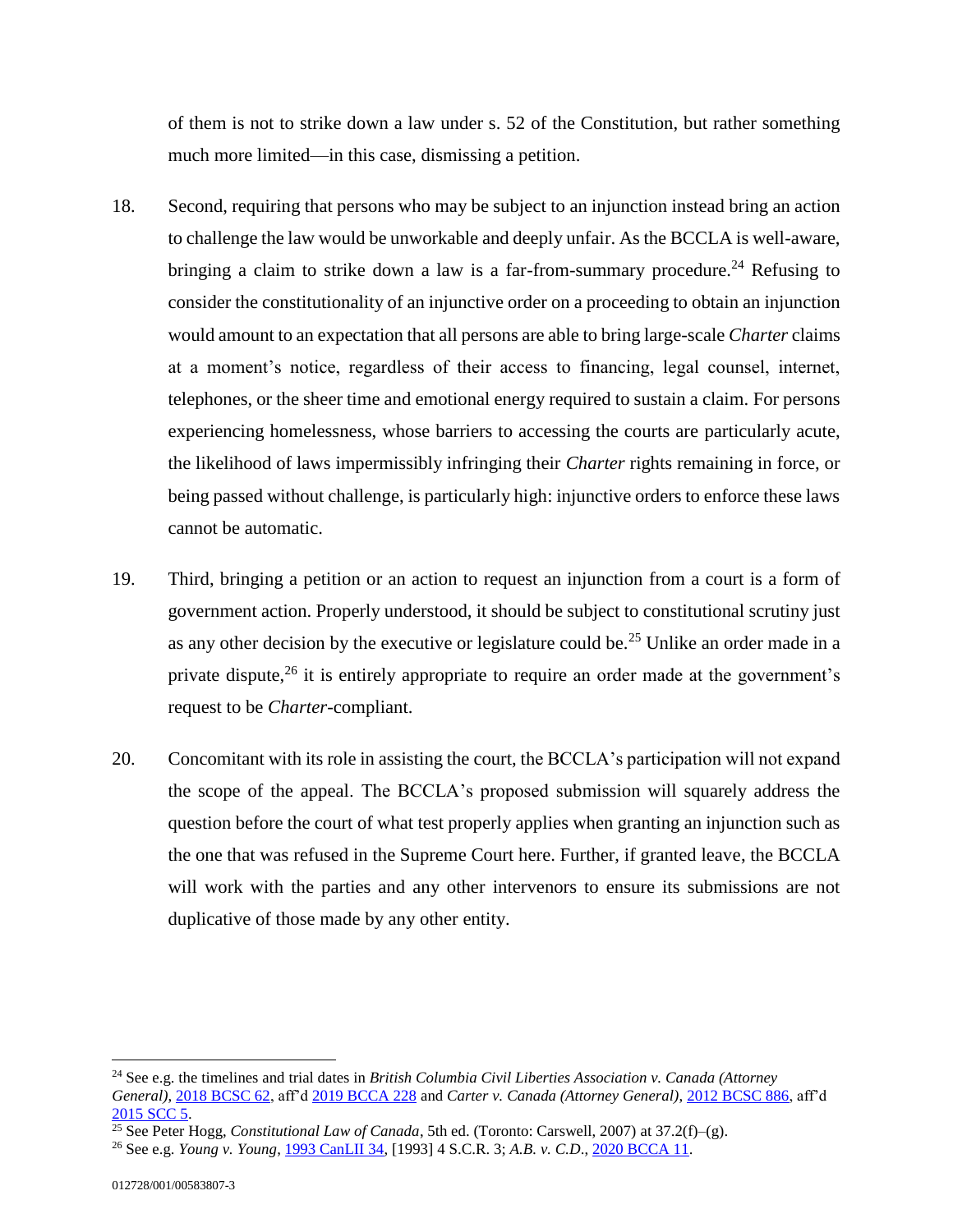of them is not to strike down a law under s. 52 of the Constitution, but rather something much more limited—in this case, dismissing a petition.

18. Second, requiring that persons who may be subject to an injunction instead bring an action to challenge the law would be unworkable and deeply unfair. As the BCCLA is well-aware, bringing a claim to strike down a law is a far-from-summary procedure.[24] Refusing to consider the constitutionality of an injunctive order on a proceeding to obtain an injunction would amount to an expectation that all persons are able to bring large-scale *Charter* claims at a moment's notice, regardless of their access to financing, legal counsel, internet, telephones, or the sheer time and emotional energy required to sustain a claim. For persons experiencing homelessness, whose barriers to accessing the courts are particularly acute, the likelihood of laws impermissibly infringing their *Charter* rights remaining in force, or being passed without challenge, is particularly high: injunctive orders to enforce these laws cannot be automatic.

19. Third, bringing a petition or an action to request an injunction from a court is a form of government action. Properly understood, it should be subject to constitutional scrutiny just as any other decision by the executive or legislature could be.[25] Unlike an order made in a private dispute,[26] it is entirely appropriate to require an order made at the government's request to be *Charter*-compliant.

20. Concomitant with its role in assisting the court, the BCCLA's participation will not expand the scope of the appeal. The BCCLA's proposed submission will squarely address the question before the court of what test properly applies when granting an injunction such as the one that was refused in the Supreme Court here. Further, if granted leave, the BCCLA will work with the parties and any other intervenors to ensure its submissions are not duplicative of those made by any other entity.

---

[24] See e.g. the timelines and trial dates in *British Columbia Civil Liberties Association v. Canada (Attorney General)*, 2018 BCSC 62, aff'd 2019 BCCA 228 and *Carter v. Canada (Attorney General)*, 2012 BCSC 886, aff'd 2015 SCC 5.

[25] See Peter Hogg, *Constitutional Law of Canada*, 5th ed. (Toronto: Carswell, 2007) at 37.2(f)–(g).

[26] See e.g. *Young v. Young*, 1993 CanLII 34, [1993] 4 S.C.R. 3; *A.B. v. C.D.*, 2020 BCCA 11.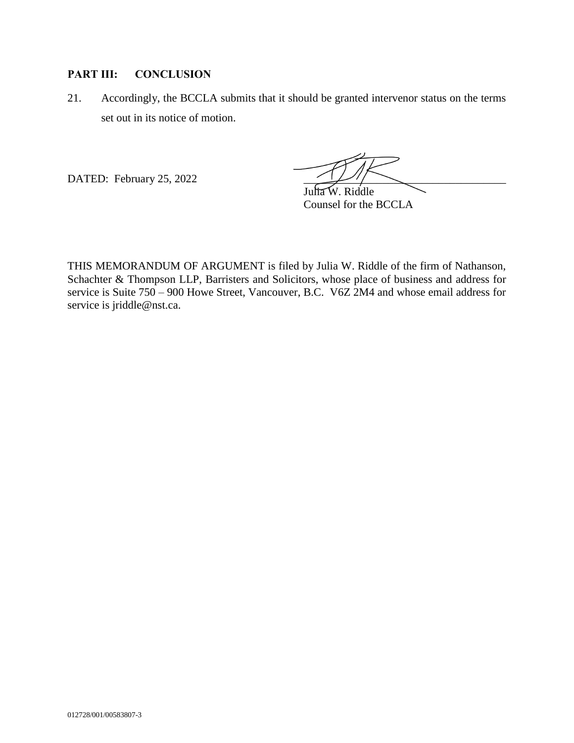## PART III: CONCLUSION

21. Accordingly, the BCCLA submits that it should be granted intervenor status on the terms set out in its notice of motion.

DATED: February 25, 2022

Julia W. Riddle
Counsel for the BCCLA

THIS MEMORANDUM OF ARGUMENT is filed by Julia W. Riddle of the firm of Nathanson, Schachter & Thompson LLP, Barristers and Solicitors, whose place of business and address for service is Suite 750 – 900 Howe Street, Vancouver, B.C. V6Z 2M4 and whose email address for service is jriddle@nst.ca.

012728/001/00583807-3